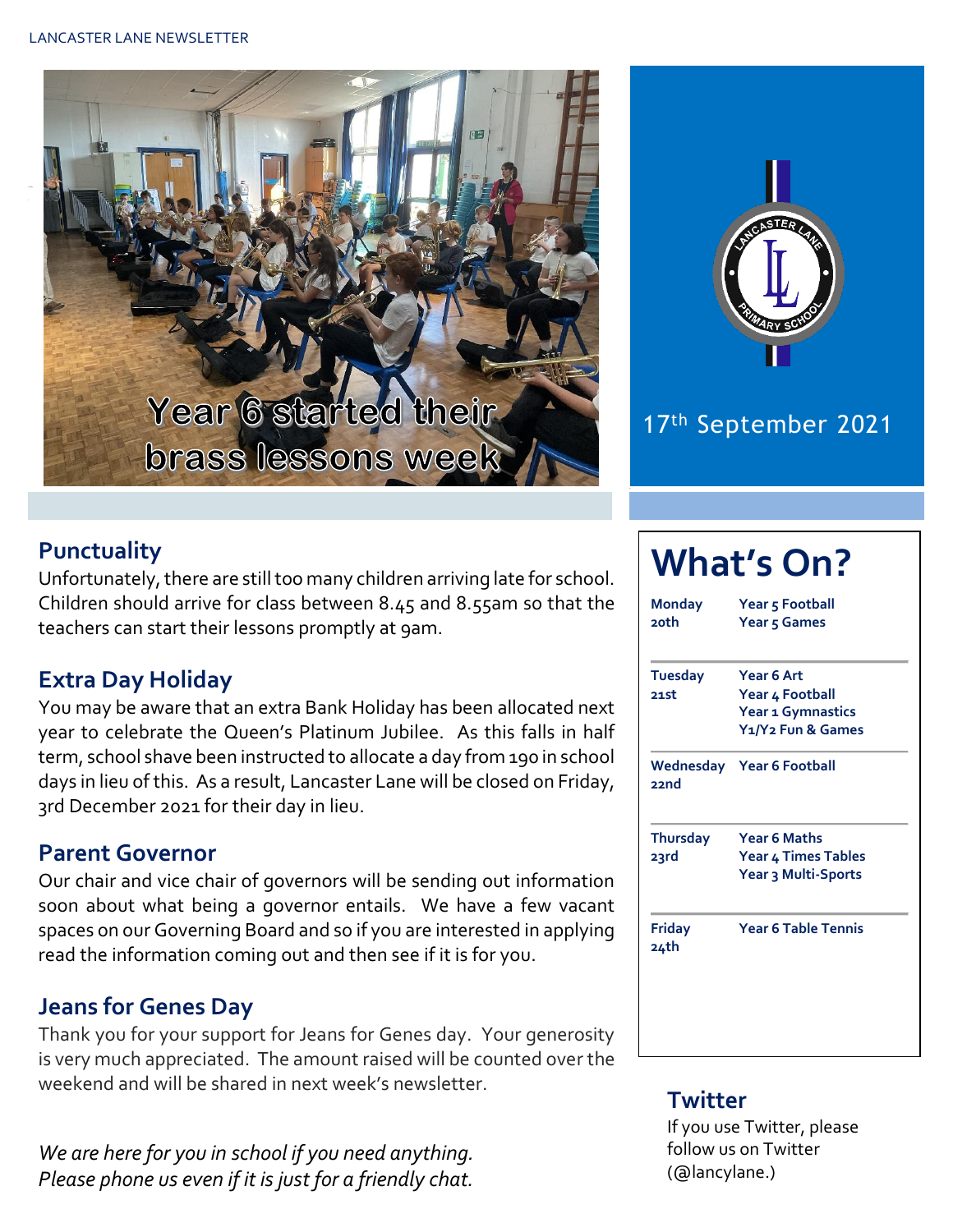LANCASTER LANE NEWSLETTER

Year 6 started their brass lessons week

17th September 2021

## Punctuality

Unfortunately, there are still too many children arriving late for school. Children should arrive for class between 8.45 and 8.55am so that the teachers can start their lessons promptly at 9am.

## Extra Day Holiday

You may be aware that an extra Bank Holiday has been allocated next year to celebrate the Queen's Platinum Jubilee. As this falls in half term, school shave been instructed to allocate a day from 190 in school days in lieu of this. As a result, Lancaster Lane will be closed on Friday, 3rd December 2021 for their day in lieu.

## Parent Governor

Our chair and vice chair of governors will be sending out information soon about what being a governor entails. We have a few vacant spaces on our Governing Board and so if you are interested in applying read the information coming out and then see if it is for you.

## Jeans for Genes Day

Thank you for your support for Jeans for Genes day. Your generosity is very much appreciated. The amount raised will be counted over the weekend and will be shared in next week's newsletter.

*We are here for you in school if you need anything. Please phone us even if it is just for a friendly chat.*

## What's On?

| Day | Activities |
|---|---|
| **Monday 20th** | **Year 5 Football**<br>**Year 5 Games** |
| **Tuesday 21st** | **Year 6 Art**<br>**Year 4 Football**<br>**Year 1 Gymnastics**<br>**Y1/Y2 Fun & Games** |
| **Wednesday 22nd** | **Year 6 Football** |
| **Thursday 23rd** | **Year 6 Maths**<br>**Year 4 Times Tables**<br>**Year 3 Multi-Sports** |
| **Friday 24th** | **Year 6 Table Tennis** |

## Twitter

If you use Twitter, please follow us on Twitter (@lancylane.)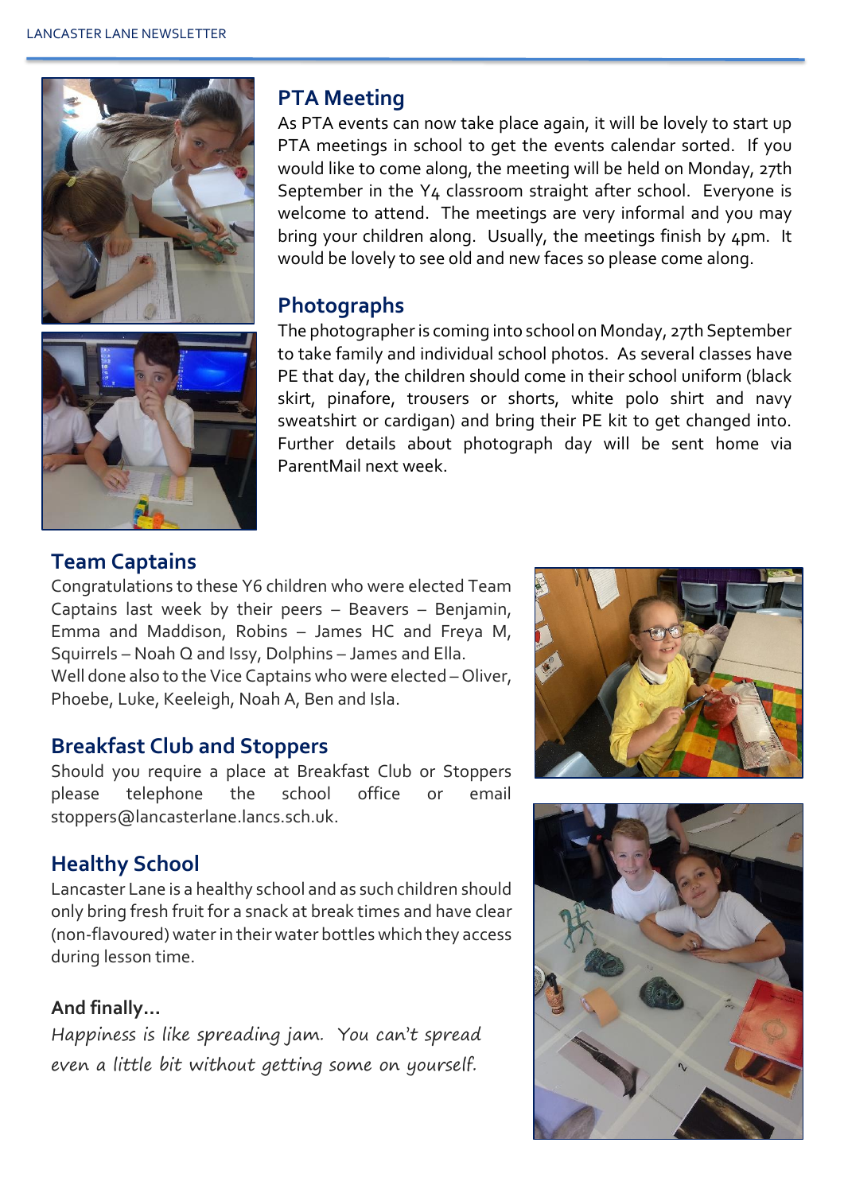## PTA Meeting

As PTA events can now take place again, it will be lovely to start up PTA meetings in school to get the events calendar sorted. If you would like to come along, the meeting will be held on Monday, 27th September in the Y4 classroom straight after school. Everyone is welcome to attend. The meetings are very informal and you may bring your children along. Usually, the meetings finish by 4pm. It would be lovely to see old and new faces so please come along.

## Photographs

The photographer is coming into school on Monday, 27th September to take family and individual school photos. As several classes have PE that day, the children should come in their school uniform (black skirt, pinafore, trousers or shorts, white polo shirt and navy sweatshirt or cardigan) and bring their PE kit to get changed into. Further details about photograph day will be sent home via ParentMail next week.

## Team Captains

Congratulations to these Y6 children who were elected Team Captains last week by their peers – Beavers – Benjamin, Emma and Maddison, Robins – James HC and Freya M, Squirrels – Noah Q and Issy, Dolphins – James and Ella.
Well done also to the Vice Captains who were elected – Oliver, Phoebe, Luke, Keeleigh, Noah A, Ben and Isla.

## Breakfast Club and Stoppers

Should you require a place at Breakfast Club or Stoppers please telephone the school office or email stoppers@lancasterlane.lancs.sch.uk.

## Healthy School

Lancaster Lane is a healthy school and as such children should only bring fresh fruit for a snack at break times and have clear (non-flavoured) water in their water bottles which they access during lesson time.

**And finally…**

*Happiness is like spreading jam. You can't spread even a little bit without getting some on yourself.*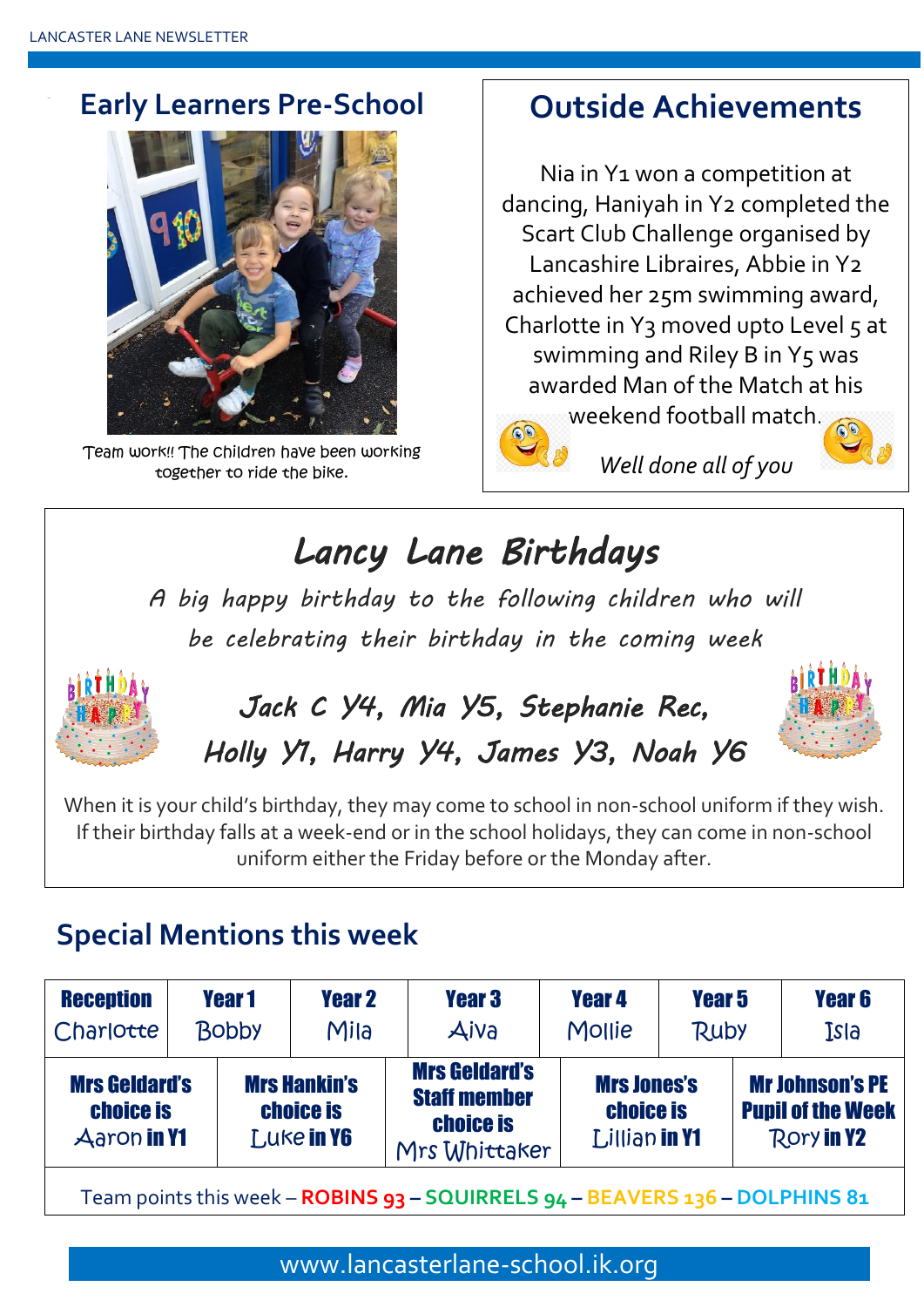## Early Learners Pre-School

Team work!! The children have been working together to ride the bike.

## Outside Achievements

Nia in Y1 won a competition at dancing, Haniyah in Y2 completed the Scart Club Challenge organised by Lancashire Libraires, Abbie in Y2 achieved her 25m swimming award, Charlotte in Y3 moved upto Level 5 at swimming and Riley B in Y5 was awarded Man of the Match at his weekend football match.

*Well done all of you*

## *Lancy Lane Birthdays*

*A big happy birthday to the following children who will be celebrating their birthday in the coming week*

***Jack C Y4, Mia Y5, Stephanie Rec, Holly Y1, Harry Y4, James Y3, Noah Y6***

When it is your child's birthday, they may come to school in non-school uniform if they wish. If their birthday falls at a week-end or in the school holidays, they can come in non-school uniform either the Friday before or the Monday after.

## Special Mentions this week

| Reception | Year 1 | Year 2 | Year 3 | Year 4 | Year 5 | Year 6 |
|---|---|---|---|---|---|---|
| Charlotte | Bobby | Mila | Aiva | Mollie | Ruby | Isla |

| Mrs Geldard's choice is | Mrs Hankin's choice is | Mrs Geldard's Staff member choice is | Mrs Jones's choice is | Mr Johnson's PE Pupil of the Week |
|---|---|---|---|---|
| Aaron **in Y1** | Luke **in Y6** | Mrs Whittaker | Lillian **in Y1** | Rory **in Y2** |

Team points this week – **ROBINS 93** – **SQUIRRELS 94** – **BEAVERS 136** – **DOLPHINS 81**

www.lancasterlane-school.ik.org